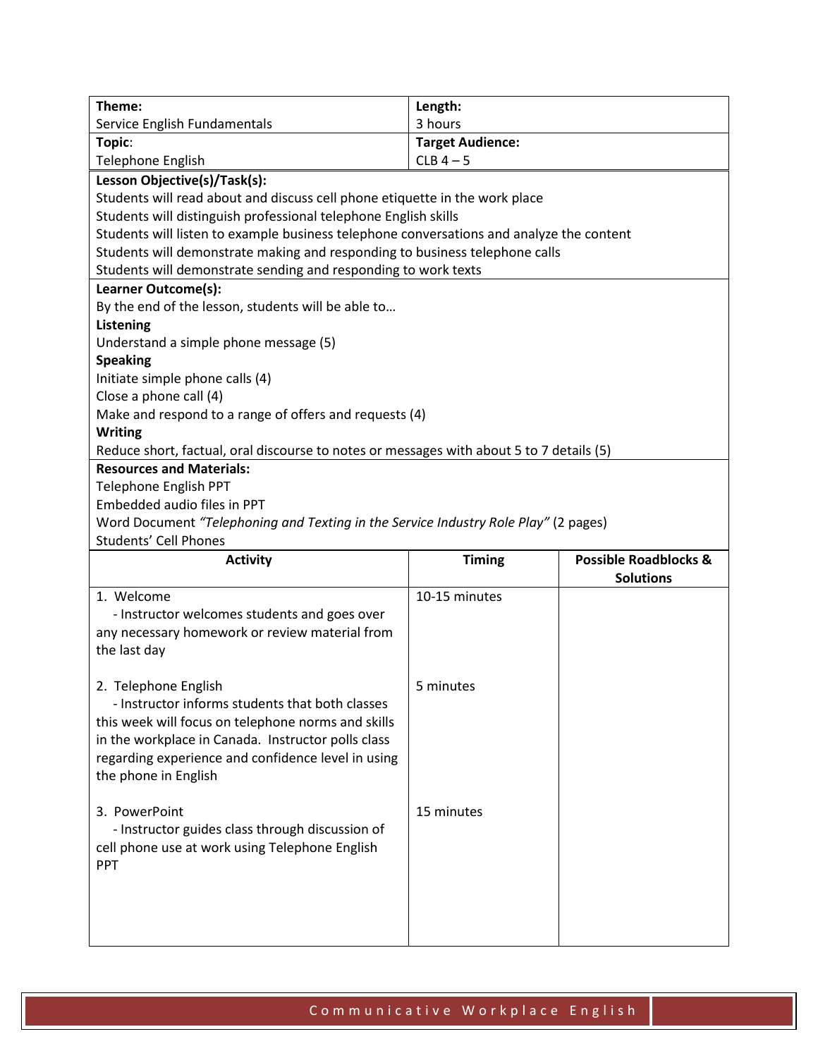| **Theme:** Service English Fundamentals | **Length:** 3 hours |
|---|---|
| **Topic:** Telephone English | **Target Audience:** CLB 4 – 5 |

**Lesson Objective(s)/Task(s):**

Students will read about and discuss cell phone etiquette in the work place
Students will distinguish professional telephone English skills
Students will listen to example business telephone conversations and analyze the content
Students will demonstrate making and responding to business telephone calls
Students will demonstrate sending and responding to work texts

**Learner Outcome(s):**

By the end of the lesson, students will be able to…

**Listening**

Understand a simple phone message (5)

**Speaking**

Initiate simple phone calls (4)
Close a phone call (4)
Make and respond to a range of offers and requests (4)

**Writing**

Reduce short, factual, oral discourse to notes or messages with about 5 to 7 details (5)

**Resources and Materials:**

Telephone English PPT
Embedded audio files in PPT
Word Document *"Telephoning and Texting in the Service Industry Role Play"* (2 pages)
Students' Cell Phones

| Activity | Timing | Possible Roadblocks & Solutions |
|---|---|---|
| 1. Welcome<br>- Instructor welcomes students and goes over any necessary homework or review material from the last day | 10-15 minutes | |
| 2. Telephone English<br>- Instructor informs students that both classes this week will focus on telephone norms and skills in the workplace in Canada. Instructor polls class regarding experience and confidence level in using the phone in English | 5 minutes | |
| 3. PowerPoint<br>- Instructor guides class through discussion of cell phone use at work using Telephone English PPT | 15 minutes | |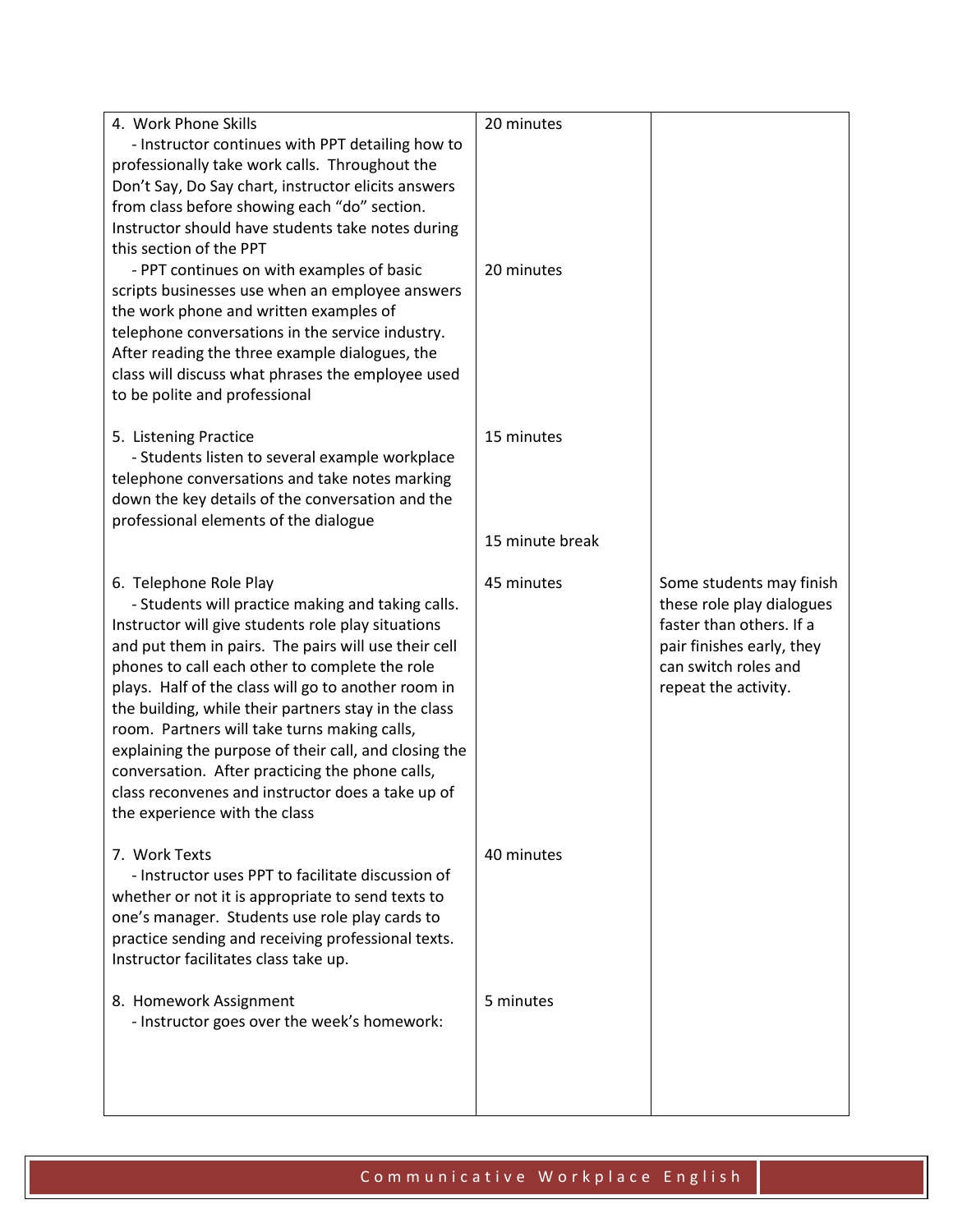| | | |
|---|---|---|
| 4. Work Phone Skills<br>- Instructor continues with PPT detailing how to professionally take work calls. Throughout the Don't Say, Do Say chart, instructor elicits answers from class before showing each "do" section. Instructor should have students take notes during this section of the PPT<br>- PPT continues on with examples of basic scripts businesses use when an employee answers the work phone and written examples of telephone conversations in the service industry. After reading the three example dialogues, the class will discuss what phrases the employee used to be polite and professional | 20 minutes<br><br>20 minutes | |
| 5. Listening Practice<br>- Students listen to several example workplace telephone conversations and take notes marking down the key details of the conversation and the professional elements of the dialogue | 15 minutes<br><br>15 minute break | |
| 6. Telephone Role Play<br>- Students will practice making and taking calls. Instructor will give students role play situations and put them in pairs. The pairs will use their cell phones to call each other to complete the role plays. Half of the class will go to another room in the building, while their partners stay in the class room. Partners will take turns making calls, explaining the purpose of their call, and closing the conversation. After practicing the phone calls, class reconvenes and instructor does a take up of the experience with the class | 45 minutes | Some students may finish these role play dialogues faster than others. If a pair finishes early, they can switch roles and repeat the activity. |
| 7. Work Texts<br>- Instructor uses PPT to facilitate discussion of whether or not it is appropriate to send texts to one's manager. Students use role play cards to practice sending and receiving professional texts. Instructor facilitates class take up. | 40 minutes | |
| 8. Homework Assignment<br>- Instructor goes over the week's homework: | 5 minutes | |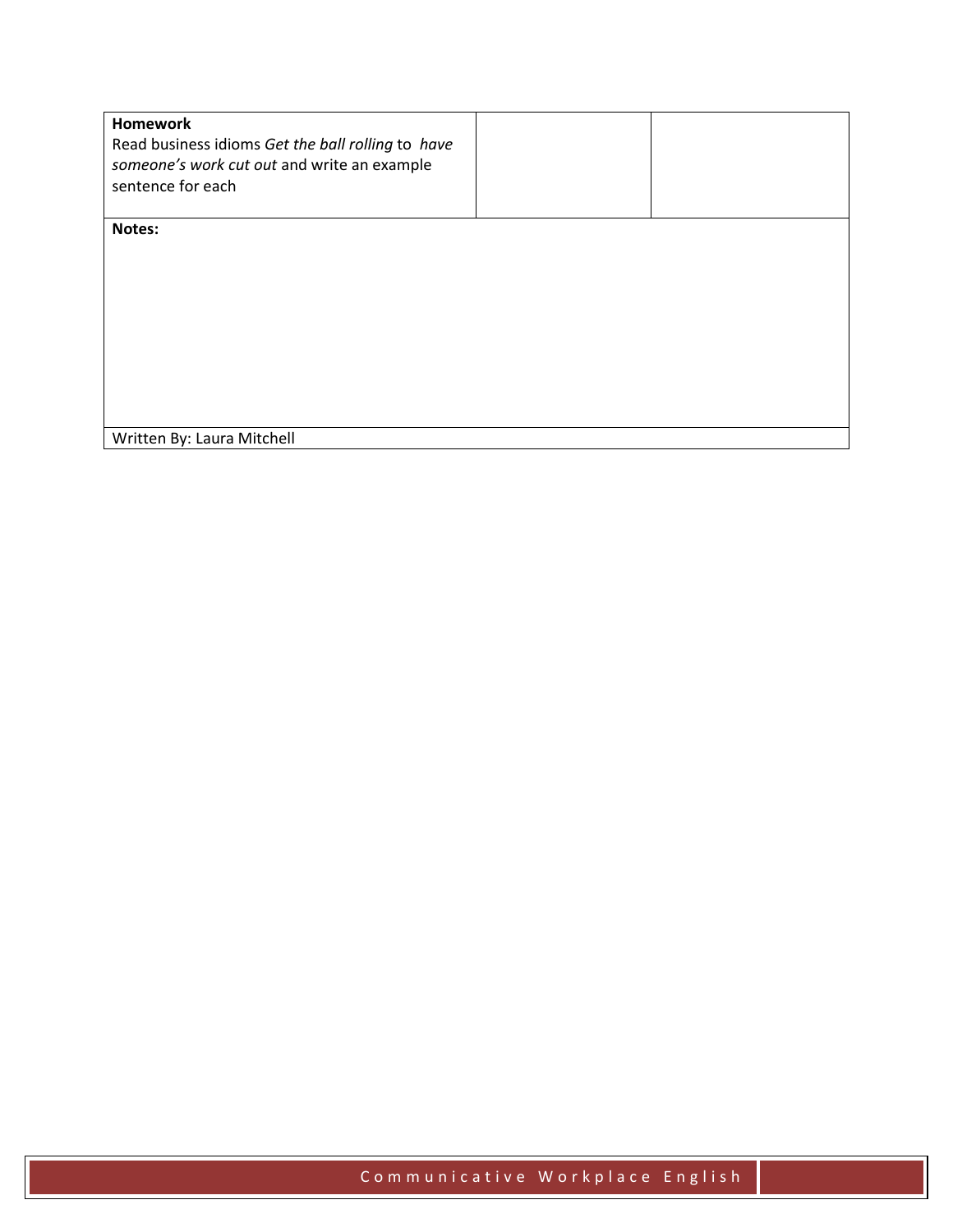| | | |
|---|---|---|
| **Homework**<br>Read business idioms *Get the ball rolling* to *have someone's work cut out* and write an example sentence for each | | |
| **Notes:** | | |
| Written By: Laura Mitchell | | |